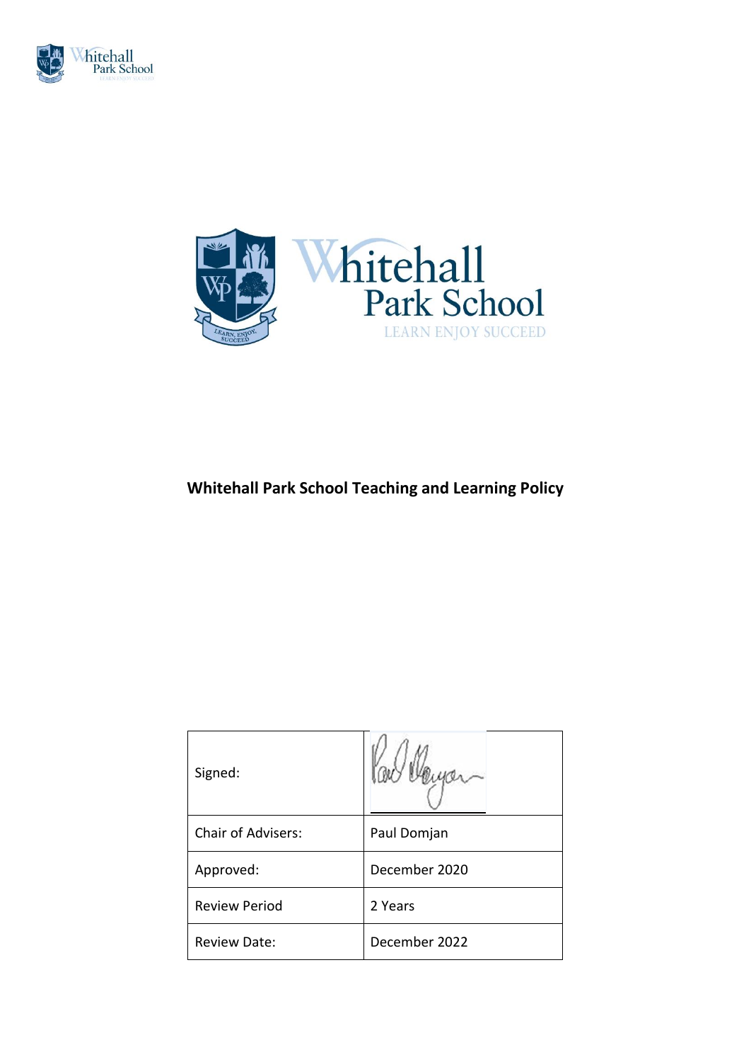# Whitehall Park School Teaching and Learning Policy

| Signed: | |
|---|---|
| Chair of Advisers: | Paul Domjan |
| Approved: | December 2020 |
| Review Period | 2 Years |
| Review Date: | December 2022 |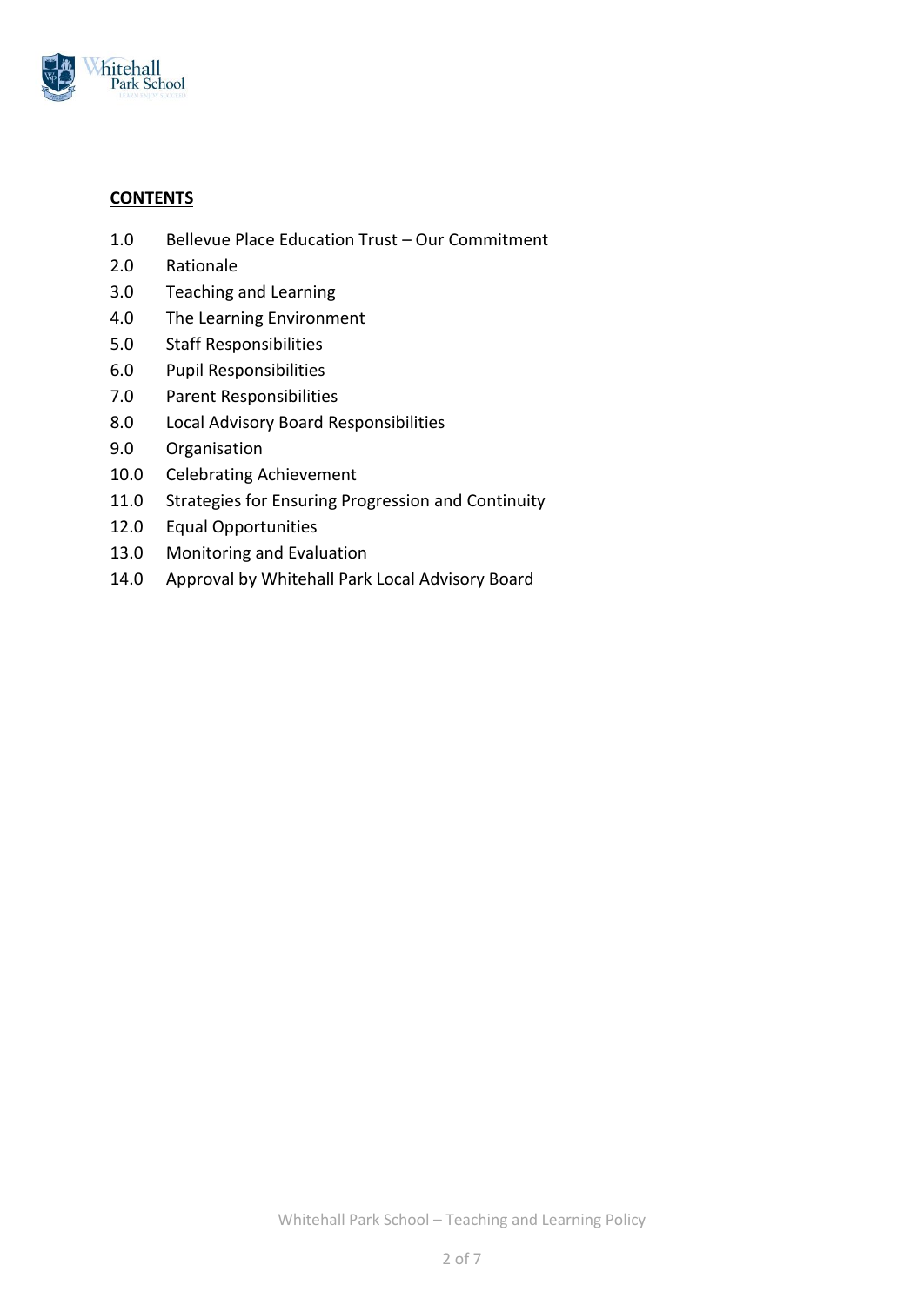**CONTENTS**

1.0 Bellevue Place Education Trust – Our Commitment
2.0 Rationale
3.0 Teaching and Learning
4.0 The Learning Environment
5.0 Staff Responsibilities
6.0 Pupil Responsibilities
7.0 Parent Responsibilities
8.0 Local Advisory Board Responsibilities
9.0 Organisation
10.0 Celebrating Achievement
11.0 Strategies for Ensuring Progression and Continuity
12.0 Equal Opportunities
13.0 Monitoring and Evaluation
14.0 Approval by Whitehall Park Local Advisory Board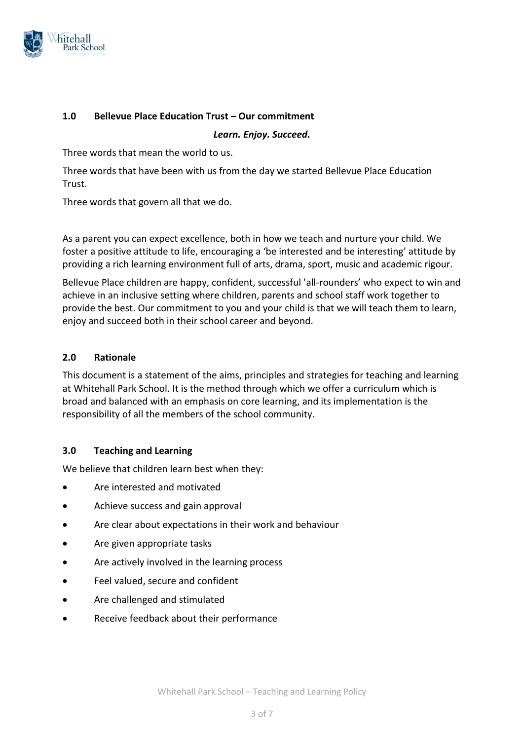## 1.0 Bellevue Place Education Trust – Our commitment

***Learn. Enjoy. Succeed.***

Three words that mean the world to us.

Three words that have been with us from the day we started Bellevue Place Education Trust.

Three words that govern all that we do.

As a parent you can expect excellence, both in how we teach and nurture your child. We foster a positive attitude to life, encouraging a 'be interested and be interesting' attitude by providing a rich learning environment full of arts, drama, sport, music and academic rigour.

Bellevue Place children are happy, confident, successful 'all-rounders' who expect to win and achieve in an inclusive setting where children, parents and school staff work together to provide the best. Our commitment to you and your child is that we will teach them to learn, enjoy and succeed both in their school career and beyond.

## 2.0 Rationale

This document is a statement of the aims, principles and strategies for teaching and learning at Whitehall Park School. It is the method through which we offer a curriculum which is broad and balanced with an emphasis on core learning, and its implementation is the responsibility of all the members of the school community.

## 3.0 Teaching and Learning

We believe that children learn best when they:

- Are interested and motivated
- Achieve success and gain approval
- Are clear about expectations in their work and behaviour
- Are given appropriate tasks
- Are actively involved in the learning process
- Feel valued, secure and confident
- Are challenged and stimulated
- Receive feedback about their performance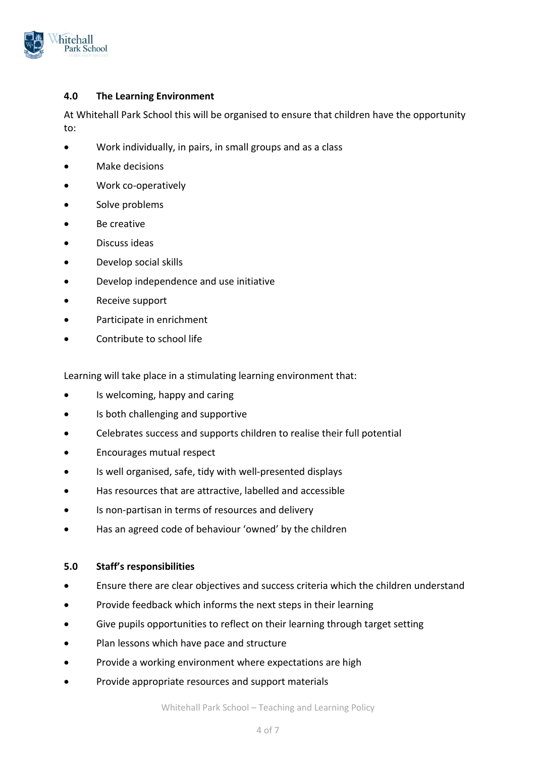## 4.0 The Learning Environment

At Whitehall Park School this will be organised to ensure that children have the opportunity to:

- Work individually, in pairs, in small groups and as a class
- Make decisions
- Work co-operatively
- Solve problems
- Be creative
- Discuss ideas
- Develop social skills
- Develop independence and use initiative
- Receive support
- Participate in enrichment
- Contribute to school life

Learning will take place in a stimulating learning environment that:

- Is welcoming, happy and caring
- Is both challenging and supportive
- Celebrates success and supports children to realise their full potential
- Encourages mutual respect
- Is well organised, safe, tidy with well-presented displays
- Has resources that are attractive, labelled and accessible
- Is non-partisan in terms of resources and delivery
- Has an agreed code of behaviour 'owned' by the children

## 5.0 Staff's responsibilities

- Ensure there are clear objectives and success criteria which the children understand
- Provide feedback which informs the next steps in their learning
- Give pupils opportunities to reflect on their learning through target setting
- Plan lessons which have pace and structure
- Provide a working environment where expectations are high
- Provide appropriate resources and support materials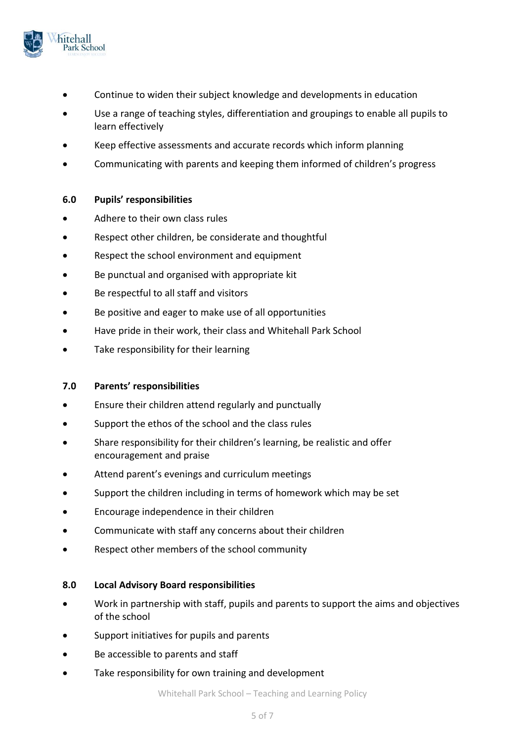- Continue to widen their subject knowledge and developments in education
- Use a range of teaching styles, differentiation and groupings to enable all pupils to learn effectively
- Keep effective assessments and accurate records which inform planning
- Communicating with parents and keeping them informed of children's progress

### 6.0 Pupils' responsibilities

- Adhere to their own class rules
- Respect other children, be considerate and thoughtful
- Respect the school environment and equipment
- Be punctual and organised with appropriate kit
- Be respectful to all staff and visitors
- Be positive and eager to make use of all opportunities
- Have pride in their work, their class and Whitehall Park School
- Take responsibility for their learning

### 7.0 Parents' responsibilities

- Ensure their children attend regularly and punctually
- Support the ethos of the school and the class rules
- Share responsibility for their children's learning, be realistic and offer encouragement and praise
- Attend parent's evenings and curriculum meetings
- Support the children including in terms of homework which may be set
- Encourage independence in their children
- Communicate with staff any concerns about their children
- Respect other members of the school community

### 8.0 Local Advisory Board responsibilities

- Work in partnership with staff, pupils and parents to support the aims and objectives of the school
- Support initiatives for pupils and parents
- Be accessible to parents and staff
- Take responsibility for own training and development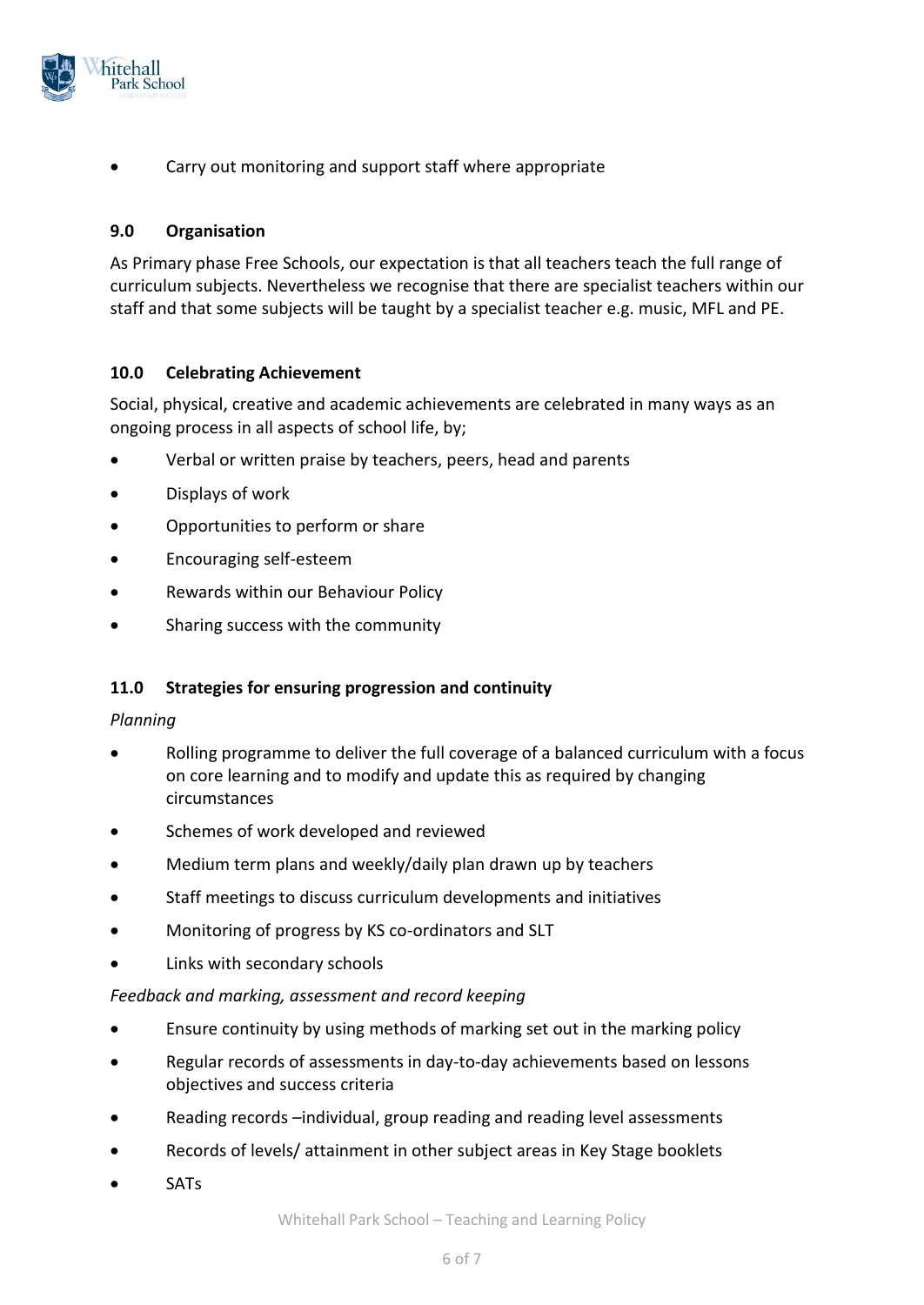- Carry out monitoring and support staff where appropriate

## 9.0 Organisation

As Primary phase Free Schools, our expectation is that all teachers teach the full range of curriculum subjects. Nevertheless we recognise that there are specialist teachers within our staff and that some subjects will be taught by a specialist teacher e.g. music, MFL and PE.

## 10.0 Celebrating Achievement

Social, physical, creative and academic achievements are celebrated in many ways as an ongoing process in all aspects of school life, by;

- Verbal or written praise by teachers, peers, head and parents
- Displays of work
- Opportunities to perform or share
- Encouraging self-esteem
- Rewards within our Behaviour Policy
- Sharing success with the community

## 11.0 Strategies for ensuring progression and continuity

*Planning*

- Rolling programme to deliver the full coverage of a balanced curriculum with a focus on core learning and to modify and update this as required by changing circumstances
- Schemes of work developed and reviewed
- Medium term plans and weekly/daily plan drawn up by teachers
- Staff meetings to discuss curriculum developments and initiatives
- Monitoring of progress by KS co-ordinators and SLT
- Links with secondary schools

*Feedback and marking, assessment and record keeping*

- Ensure continuity by using methods of marking set out in the marking policy
- Regular records of assessments in day-to-day achievements based on lessons objectives and success criteria
- Reading records –individual, group reading and reading level assessments
- Records of levels/ attainment in other subject areas in Key Stage booklets
- SATs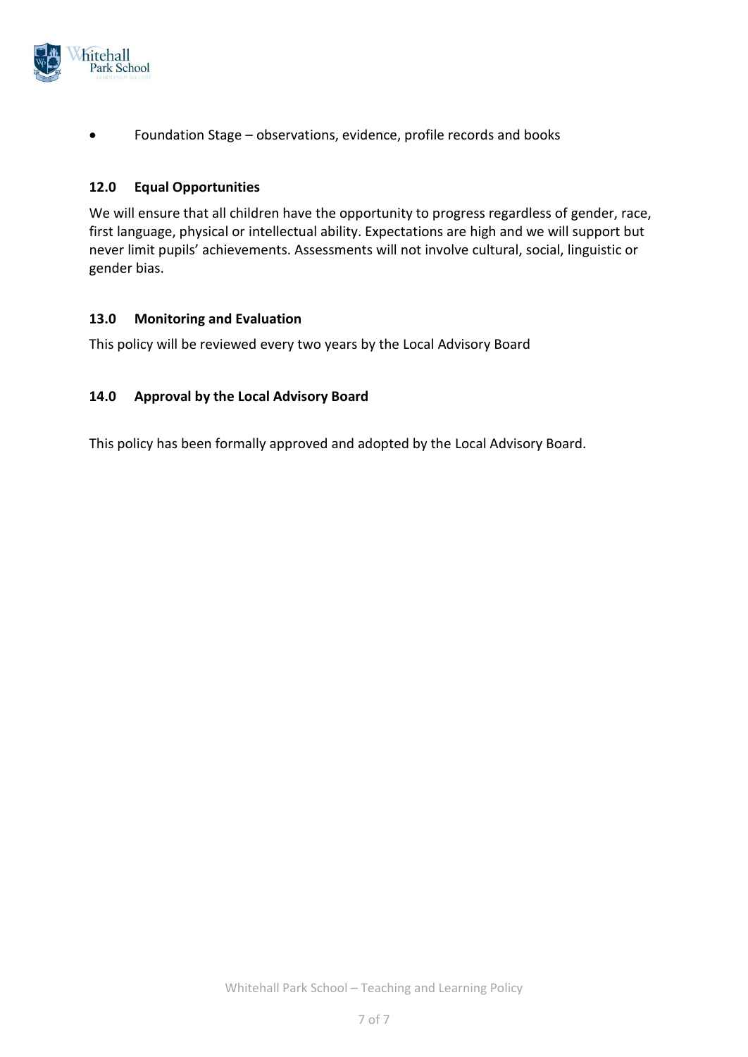- Foundation Stage – observations, evidence, profile records and books

## 12.0 Equal Opportunities

We will ensure that all children have the opportunity to progress regardless of gender, race, first language, physical or intellectual ability. Expectations are high and we will support but never limit pupils' achievements. Assessments will not involve cultural, social, linguistic or gender bias.

## 13.0 Monitoring and Evaluation

This policy will be reviewed every two years by the Local Advisory Board

## 14.0 Approval by the Local Advisory Board

This policy has been formally approved and adopted by the Local Advisory Board.